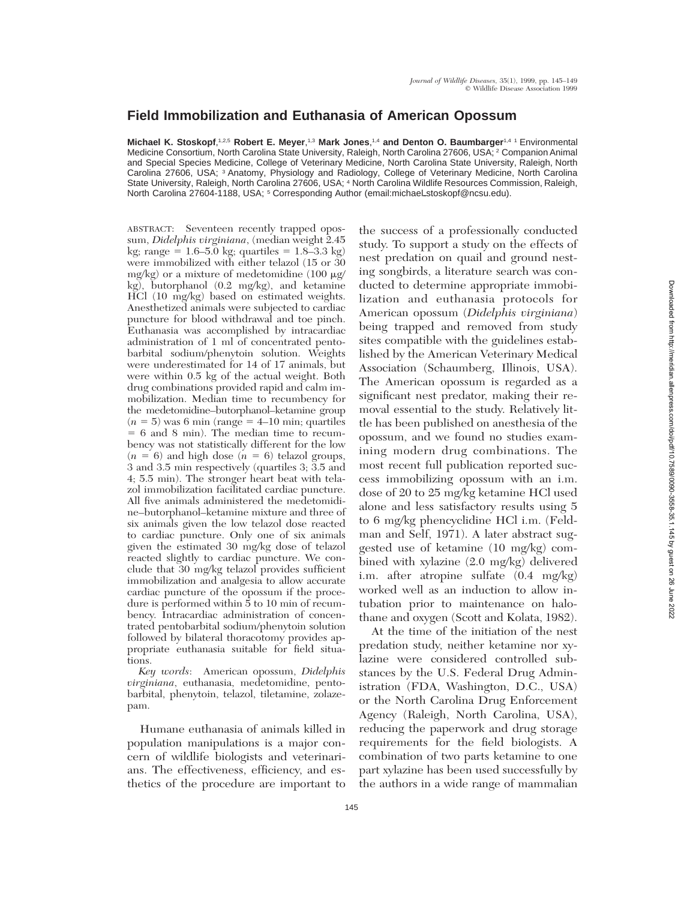# Field Immobilization and Euthanasia of American Opossum

**Michael K. Stoskopf**,[1,2,5] **Robert E. Meyer**,[1,3] **Mark Jones**,[1,4] **and Denton O. Baumbarger**[1,4] [1] Environmental Medicine Consortium, North Carolina State University, Raleigh, North Carolina 27606, USA; [2] Companion Animal and Special Species Medicine, College of Veterinary Medicine, North Carolina State University, Raleigh, North Carolina 27606, USA; [3] Anatomy, Physiology and Radiology, College of Veterinary Medicine, North Carolina State University, Raleigh, North Carolina 27606, USA; [4] North Carolina Wildlife Resources Commission, Raleigh, North Carolina 27604-1188, USA; [5] Corresponding Author (email:michael_stoskopf@ncsu.edu).

ABSTRACT: Seventeen recently trapped opossum, *Didelphis virginiana*, (median weight 2.45 kg; range = 1.6–5.0 kg; quartiles = 1.8–3.3 kg) were immobilized with either telazol (15 or 30 mg/kg) or a mixture of medetomidine (100 μg/kg), butorphanol (0.2 mg/kg), and ketamine HCl (10 mg/kg) based on estimated weights. Anesthetized animals were subjected to cardiac puncture for blood withdrawal and toe pinch. Euthanasia was accomplished by intracardiac administration of 1 ml of concentrated pentobarbital sodium/phenytoin solution. Weights were underestimated for 14 of 17 animals, but were within 0.5 kg of the actual weight. Both drug combinations provided rapid and calm immobilization. Median time to recumbency for the medetomidine–butorphanol–ketamine group ($n = 5$) was 6 min (range = 4–10 min; quartiles = 6 and 8 min). The median time to recumbency was not statistically different for the low ($n = 6$) and high dose ($n = 6$) telazol groups, 3 and 3.5 min respectively (quartiles 3; 3.5 and 4; 5.5 min). The stronger heart beat with telazol immobilization facilitated cardiac puncture. All five animals administered the medetomidine–butorphanol–ketamine mixture and three of six animals given the low telazol dose reacted to cardiac puncture. Only one of six animals given the estimated 30 mg/kg dose of telazol reacted slightly to cardiac puncture. We conclude that 30 mg/kg telazol provides sufficient immobilization and analgesia to allow accurate cardiac puncture of the opossum if the procedure is performed within 5 to 10 min of recumbency. Intracardiac administration of concentrated pentobarbital sodium/phenytoin solution followed by bilateral thoracotomy provides appropriate euthanasia suitable for field situations.

*Key words*: American opossum, *Didelphis virginiana*, euthanasia, medetomidine, pentobarbital, phenytoin, telazol, tiletamine, zolazepam.

Humane euthanasia of animals killed in population manipulations is a major concern of wildlife biologists and veterinarians. The effectiveness, efficiency, and esthetics of the procedure are important to the success of a professionally conducted study. To support a study on the effects of nest predation on quail and ground nesting songbirds, a literature search was conducted to determine appropriate immobilization and euthanasia protocols for American opossum (*Didelphis virginiana*) being trapped and removed from study sites compatible with the guidelines established by the American Veterinary Medical Association (Schaumberg, Illinois, USA). The American opossum is regarded as a significant nest predator, making their removal essential to the study. Relatively little has been published on anesthesia of the opossum, and we found no studies examining modern drug combinations. The most recent full publication reported success immobilizing opossum with an i.m. dose of 20 to 25 mg/kg ketamine HCl used alone and less satisfactory results using 5 to 6 mg/kg phencyclidine HCl i.m. (Feldman and Self, 1971). A later abstract suggested use of ketamine (10 mg/kg) combined with xylazine (2.0 mg/kg) delivered i.m. after atropine sulfate (0.4 mg/kg) worked well as an induction to allow intubation prior to maintenance on halothane and oxygen (Scott and Kolata, 1982).

At the time of the initiation of the nest predation study, neither ketamine nor xylazine were considered controlled substances by the U.S. Federal Drug Administration (FDA, Washington, D.C., USA) or the North Carolina Drug Enforcement Agency (Raleigh, North Carolina, USA), reducing the paperwork and drug storage requirements for the field biologists. A combination of two parts ketamine to one part xylazine has been used successfully by the authors in a wide range of mammalian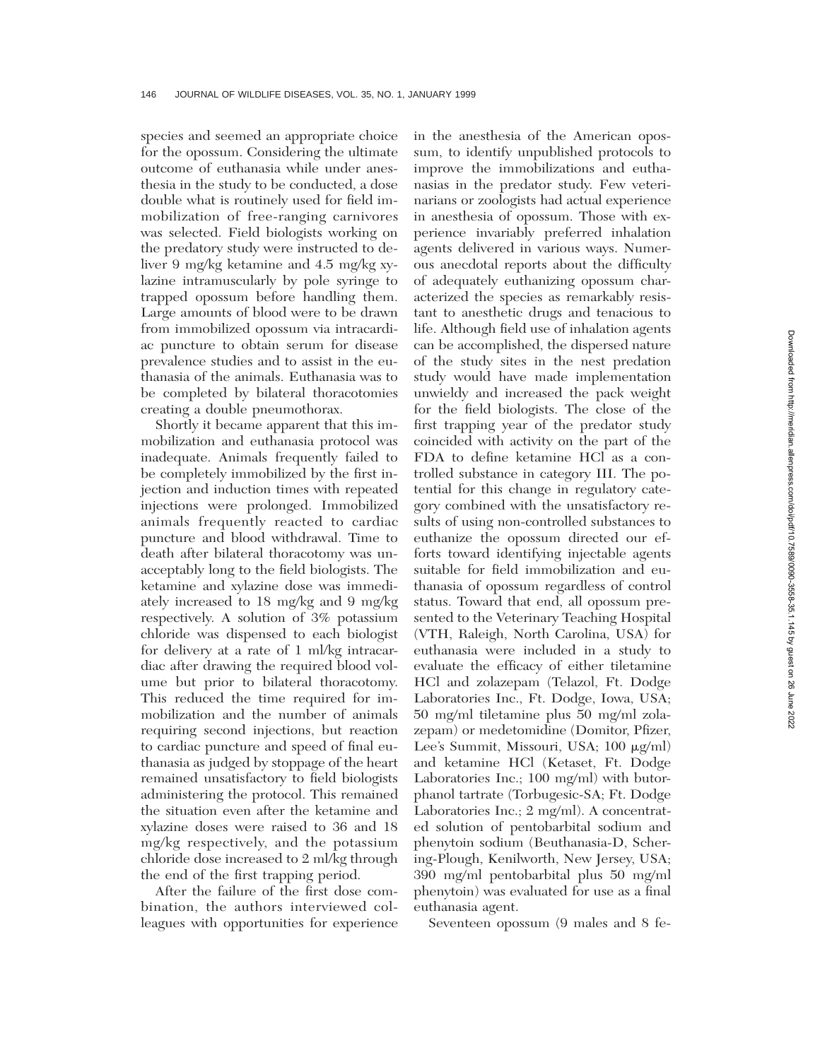species and seemed an appropriate choice for the opossum. Considering the ultimate outcome of euthanasia while under anesthesia in the study to be conducted, a dose double what is routinely used for field immobilization of free-ranging carnivores was selected. Field biologists working on the predatory study were instructed to deliver 9 mg/kg ketamine and 4.5 mg/kg xylazine intramuscularly by pole syringe to trapped opossum before handling them. Large amounts of blood were to be drawn from immobilized opossum via intracardiac puncture to obtain serum for disease prevalence studies and to assist in the euthanasia of the animals. Euthanasia was to be completed by bilateral thoracotomies creating a double pneumothorax.

Shortly it became apparent that this immobilization and euthanasia protocol was inadequate. Animals frequently failed to be completely immobilized by the first injection and induction times with repeated injections were prolonged. Immobilized animals frequently reacted to cardiac puncture and blood withdrawal. Time to death after bilateral thoracotomy was unacceptably long to the field biologists. The ketamine and xylazine dose was immediately increased to 18 mg/kg and 9 mg/kg respectively. A solution of 3% potassium chloride was dispensed to each biologist for delivery at a rate of 1 ml/kg intracardiac after drawing the required blood volume but prior to bilateral thoracotomy. This reduced the time required for immobilization and the number of animals requiring second injections, but reaction to cardiac puncture and speed of final euthanasia as judged by stoppage of the heart remained unsatisfactory to field biologists administering the protocol. This remained the situation even after the ketamine and xylazine doses were raised to 36 and 18 mg/kg respectively, and the potassium chloride dose increased to 2 ml/kg through the end of the first trapping period.

After the failure of the first dose combination, the authors interviewed colleagues with opportunities for experience in the anesthesia of the American opossum, to identify unpublished protocols to improve the immobilizations and euthanasias in the predator study. Few veterinarians or zoologists had actual experience in anesthesia of opossum. Those with experience invariably preferred inhalation agents delivered in various ways. Numerous anecdotal reports about the difficulty of adequately euthanizing opossum characterized the species as remarkably resistant to anesthetic drugs and tenacious to life. Although field use of inhalation agents can be accomplished, the dispersed nature of the study sites in the nest predation study would have made implementation unwieldy and increased the pack weight for the field biologists. The close of the first trapping year of the predator study coincided with activity on the part of the FDA to define ketamine HCl as a controlled substance in category III. The potential for this change in regulatory category combined with the unsatisfactory results of using non-controlled substances to euthanize the opossum directed our efforts toward identifying injectable agents suitable for field immobilization and euthanasia of opossum regardless of control status. Toward that end, all opossum presented to the Veterinary Teaching Hospital (VTH, Raleigh, North Carolina, USA) for euthanasia were included in a study to evaluate the efficacy of either tiletamine HCl and zolazepam (Telazol, Ft. Dodge Laboratories Inc., Ft. Dodge, Iowa, USA; 50 mg/ml tiletamine plus 50 mg/ml zolazepam) or medetomidine (Domitor, Pfizer, Lee's Summit, Missouri, USA; 100 μg/ml) and ketamine HCl (Ketaset, Ft. Dodge Laboratories Inc.; 100 mg/ml) with butorphanol tartrate (Torbugesic-SA; Ft. Dodge Laboratories Inc.; 2 mg/ml). A concentrated solution of pentobarbital sodium and phenytoin sodium (Beuthanasia-D, Schering-Plough, Kenilworth, New Jersey, USA; 390 mg/ml pentobarbital plus 50 mg/ml phenytoin) was evaluated for use as a final euthanasia agent.

Seventeen opossum (9 males and 8 fe-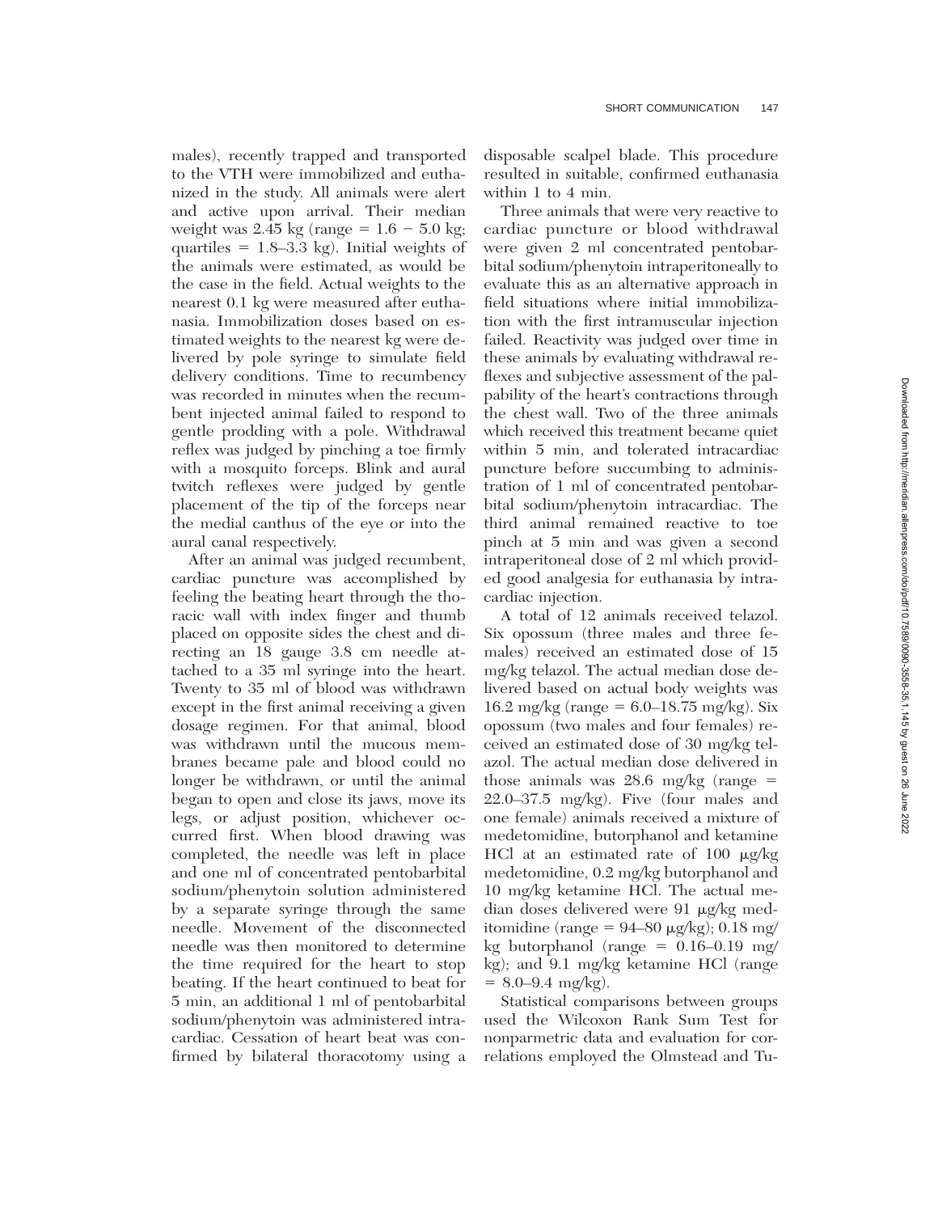males), recently trapped and transported to the VTH were immobilized and euthanized in the study. All animals were alert and active upon arrival. Their median weight was 2.45 kg (range = 1.6 − 5.0 kg; quartiles = 1.8–3.3 kg). Initial weights of the animals were estimated, as would be the case in the field. Actual weights to the nearest 0.1 kg were measured after euthanasia. Immobilization doses based on estimated weights to the nearest kg were delivered by pole syringe to simulate field delivery conditions. Time to recumbency was recorded in minutes when the recumbent injected animal failed to respond to gentle prodding with a pole. Withdrawal reflex was judged by pinching a toe firmly with a mosquito forceps. Blink and aural twitch reflexes were judged by gentle placement of the tip of the forceps near the medial canthus of the eye or into the aural canal respectively.

After an animal was judged recumbent, cardiac puncture was accomplished by feeling the beating heart through the thoracic wall with index finger and thumb placed on opposite sides the chest and directing an 18 gauge 3.8 cm needle attached to a 35 ml syringe into the heart. Twenty to 35 ml of blood was withdrawn except in the first animal receiving a given dosage regimen. For that animal, blood was withdrawn until the mucous membranes became pale and blood could no longer be withdrawn, or until the animal began to open and close its jaws, move its legs, or adjust position, whichever occurred first. When blood drawing was completed, the needle was left in place and one ml of concentrated pentobarbital sodium/phenytoin solution administered by a separate syringe through the same needle. Movement of the disconnected needle was then monitored to determine the time required for the heart to stop beating. If the heart continued to beat for 5 min, an additional 1 ml of pentobarbital sodium/phenytoin was administered intracardiac. Cessation of heart beat was confirmed by bilateral thoracotomy using a disposable scalpel blade. This procedure resulted in suitable, confirmed euthanasia within 1 to 4 min.

Three animals that were very reactive to cardiac puncture or blood withdrawal were given 2 ml concentrated pentobarbital sodium/phenytoin intraperitoneally to evaluate this as an alternative approach in field situations where initial immobilization with the first intramuscular injection failed. Reactivity was judged over time in these animals by evaluating withdrawal reflexes and subjective assessment of the palpability of the heart's contractions through the chest wall. Two of the three animals which received this treatment became quiet within 5 min, and tolerated intracardiac puncture before succumbing to administration of 1 ml of concentrated pentobarbital sodium/phenytoin intracardiac. The third animal remained reactive to toe pinch at 5 min and was given a second intraperitoneal dose of 2 ml which provided good analgesia for euthanasia by intracardiac injection.

A total of 12 animals received telazol. Six opossum (three males and three females) received an estimated dose of 15 mg/kg telazol. The actual median dose delivered based on actual body weights was 16.2 mg/kg (range = 6.0–18.75 mg/kg). Six opossum (two males and four females) received an estimated dose of 30 mg/kg telazol. The actual median dose delivered in those animals was 28.6 mg/kg (range = 22.0–37.5 mg/kg). Five (four males and one female) animals received a mixture of medetomidine, butorphanol and ketamine HCl at an estimated rate of 100 μg/kg medetomidine, 0.2 mg/kg butorphanol and 10 mg/kg ketamine HCl. The actual median doses delivered were 91 μg/kg meditomidine (range = 94–80 μg/kg); 0.18 mg/kg butorphanol (range = 0.16–0.19 mg/kg); and 9.1 mg/kg ketamine HCl (range = 8.0–9.4 mg/kg).

Statistical comparisons between groups used the Wilcoxon Rank Sum Test for nonparmetric data and evaluation for correlations employed the Olmstead and Tu-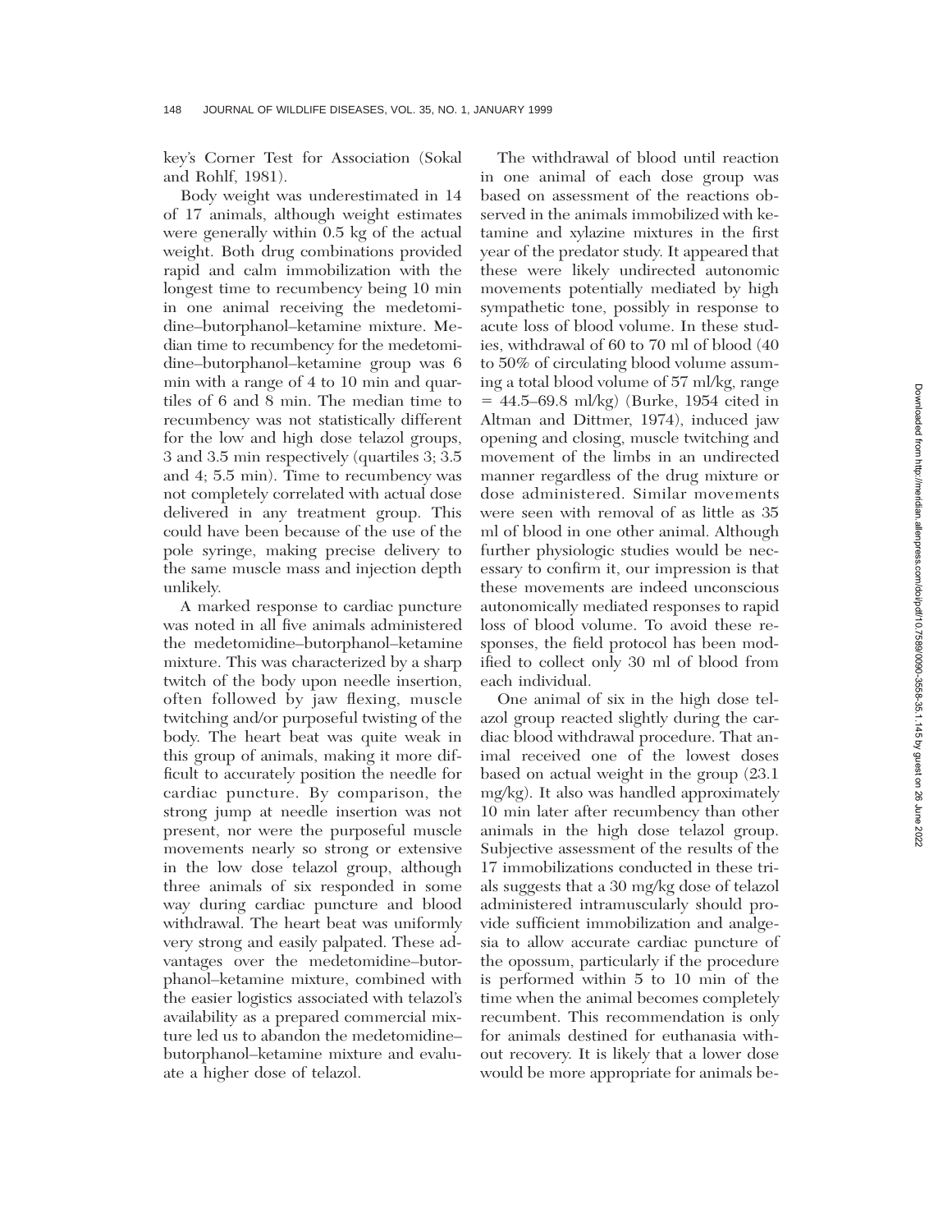key's Corner Test for Association (Sokal and Rohlf, 1981).

Body weight was underestimated in 14 of 17 animals, although weight estimates were generally within 0.5 kg of the actual weight. Both drug combinations provided rapid and calm immobilization with the longest time to recumbency being 10 min in one animal receiving the medetomidine–butorphanol–ketamine mixture. Median time to recumbency for the medetomidine–butorphanol–ketamine group was 6 min with a range of 4 to 10 min and quartiles of 6 and 8 min. The median time to recumbency was not statistically different for the low and high dose telazol groups, 3 and 3.5 min respectively (quartiles 3; 3.5 and 4; 5.5 min). Time to recumbency was not completely correlated with actual dose delivered in any treatment group. This could have been because of the use of the pole syringe, making precise delivery to the same muscle mass and injection depth unlikely.

A marked response to cardiac puncture was noted in all five animals administered the medetomidine–butorphanol–ketamine mixture. This was characterized by a sharp twitch of the body upon needle insertion, often followed by jaw flexing, muscle twitching and/or purposeful twisting of the body. The heart beat was quite weak in this group of animals, making it more difficult to accurately position the needle for cardiac puncture. By comparison, the strong jump at needle insertion was not present, nor were the purposeful muscle movements nearly so strong or extensive in the low dose telazol group, although three animals of six responded in some way during cardiac puncture and blood withdrawal. The heart beat was uniformly very strong and easily palpated. These advantages over the medetomidine–butorphanol–ketamine mixture, combined with the easier logistics associated with telazol's availability as a prepared commercial mixture led us to abandon the medetomidine–butorphanol–ketamine mixture and evaluate a higher dose of telazol.

The withdrawal of blood until reaction in one animal of each dose group was based on assessment of the reactions observed in the animals immobilized with ketamine and xylazine mixtures in the first year of the predator study. It appeared that these were likely undirected autonomic movements potentially mediated by high sympathetic tone, possibly in response to acute loss of blood volume. In these studies, withdrawal of 60 to 70 ml of blood (40 to 50% of circulating blood volume assuming a total blood volume of 57 ml/kg, range = 44.5–69.8 ml/kg) (Burke, 1954 cited in Altman and Dittmer, 1974), induced jaw opening and closing, muscle twitching and movement of the limbs in an undirected manner regardless of the drug mixture or dose administered. Similar movements were seen with removal of as little as 35 ml of blood in one other animal. Although further physiologic studies would be necessary to confirm it, our impression is that these movements are indeed unconscious autonomically mediated responses to rapid loss of blood volume. To avoid these responses, the field protocol has been modified to collect only 30 ml of blood from each individual.

One animal of six in the high dose telazol group reacted slightly during the cardiac blood withdrawal procedure. That animal received one of the lowest doses based on actual weight in the group (23.1 mg/kg). It also was handled approximately 10 min later after recumbency than other animals in the high dose telazol group. Subjective assessment of the results of the 17 immobilizations conducted in these trials suggests that a 30 mg/kg dose of telazol administered intramuscularly should provide sufficient immobilization and analgesia to allow accurate cardiac puncture of the opossum, particularly if the procedure is performed within 5 to 10 min of the time when the animal becomes completely recumbent. This recommendation is only for animals destined for euthanasia without recovery. It is likely that a lower dose would be more appropriate for animals be-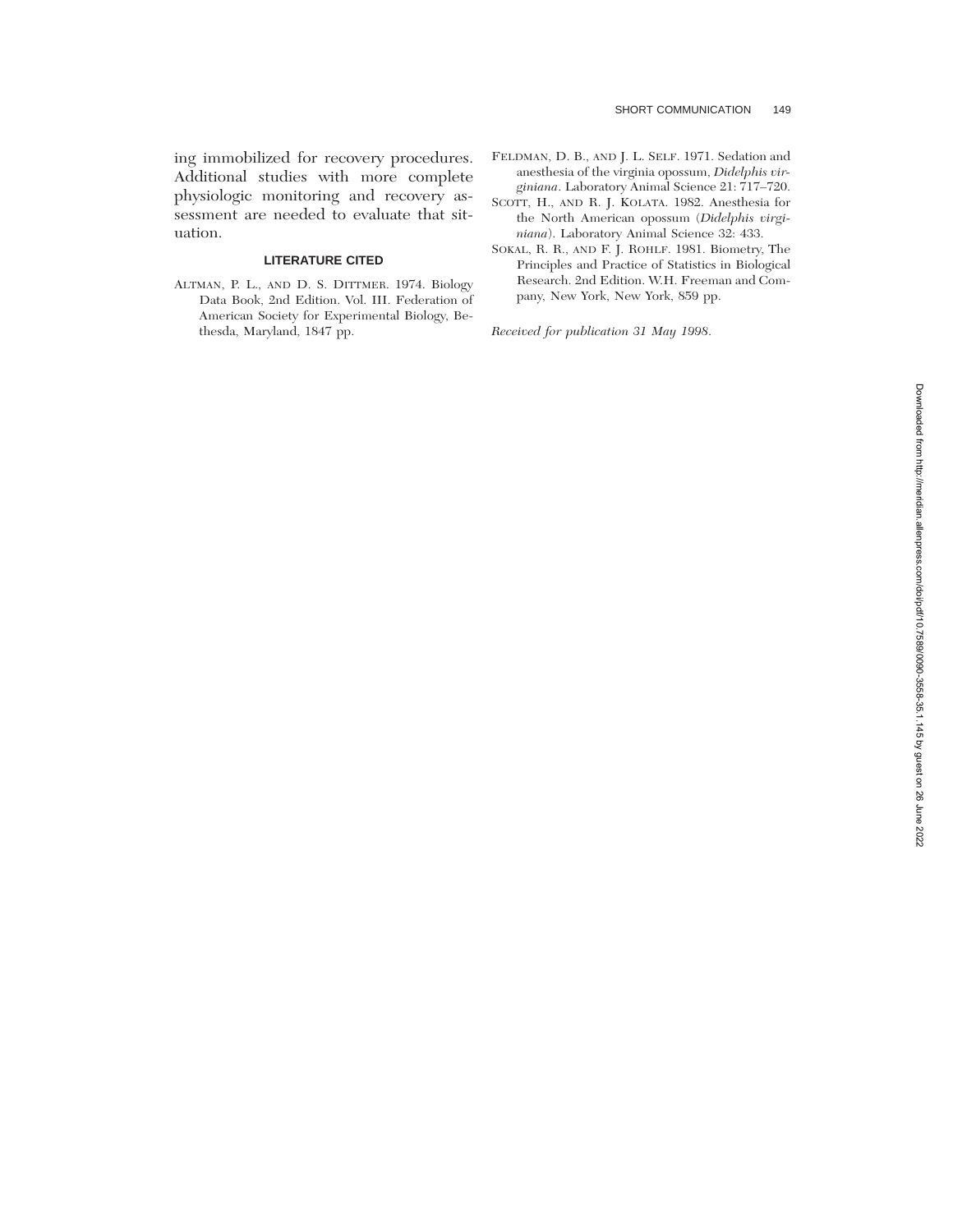ing immobilized for recovery procedures. Additional studies with more complete physiologic monitoring and recovery assessment are needed to evaluate that situation.

## LITERATURE CITED

ALTMAN, P. L., AND D. S. DITTMER. 1974. Biology Data Book, 2nd Edition. Vol. III. Federation of American Society for Experimental Biology, Bethesda, Maryland, 1847 pp.

FELDMAN, D. B., AND J. L. SELF. 1971. Sedation and anesthesia of the virginia opossum, *Didelphis virginiana*. Laboratory Animal Science 21: 717–720.

SCOTT, H., AND R. J. KOLATA. 1982. Anesthesia for the North American opossum (*Didelphis virginiana*). Laboratory Animal Science 32: 433.

SOKAL, R. R., AND F. J. ROHLF. 1981. Biometry, The Principles and Practice of Statistics in Biological Research. 2nd Edition. W.H. Freeman and Company, New York, New York, 859 pp.

*Received for publication 31 May 1998.*